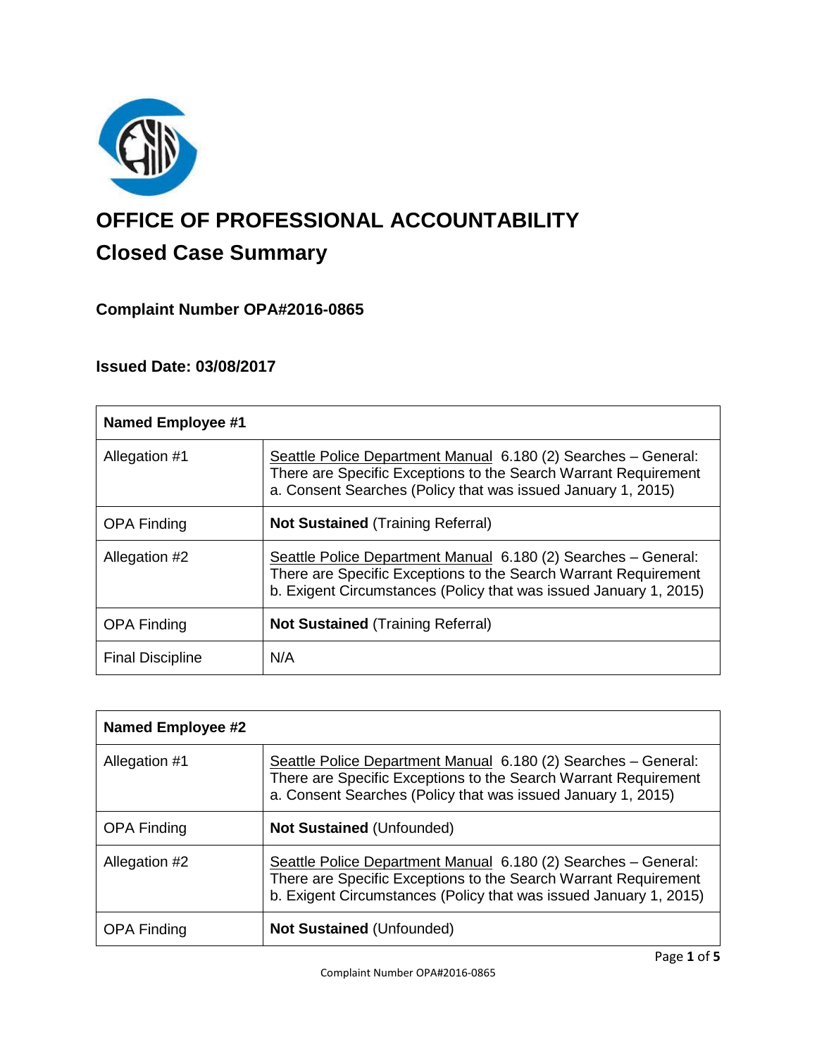# OFFICE OF PROFESSIONAL ACCOUNTABILITY

## Closed Case Summary

### Complaint Number OPA#2016-0865

### Issued Date: 03/08/2017

| Named Employee #1 | |
|---|---|
| Allegation #1 | Seattle Police Department Manual 6.180 (2) Searches – General: There are Specific Exceptions to the Search Warrant Requirement a. Consent Searches (Policy that was issued January 1, 2015) |
| OPA Finding | **Not Sustained** (Training Referral) |
| Allegation #2 | Seattle Police Department Manual 6.180 (2) Searches – General: There are Specific Exceptions to the Search Warrant Requirement b. Exigent Circumstances (Policy that was issued January 1, 2015) |
| OPA Finding | **Not Sustained** (Training Referral) |
| Final Discipline | N/A |

| Named Employee #2 | |
|---|---|
| Allegation #1 | Seattle Police Department Manual 6.180 (2) Searches – General: There are Specific Exceptions to the Search Warrant Requirement a. Consent Searches (Policy that was issued January 1, 2015) |
| OPA Finding | **Not Sustained** (Unfounded) |
| Allegation #2 | Seattle Police Department Manual 6.180 (2) Searches – General: There are Specific Exceptions to the Search Warrant Requirement b. Exigent Circumstances (Policy that was issued January 1, 2015) |
| OPA Finding | **Not Sustained** (Unfounded) |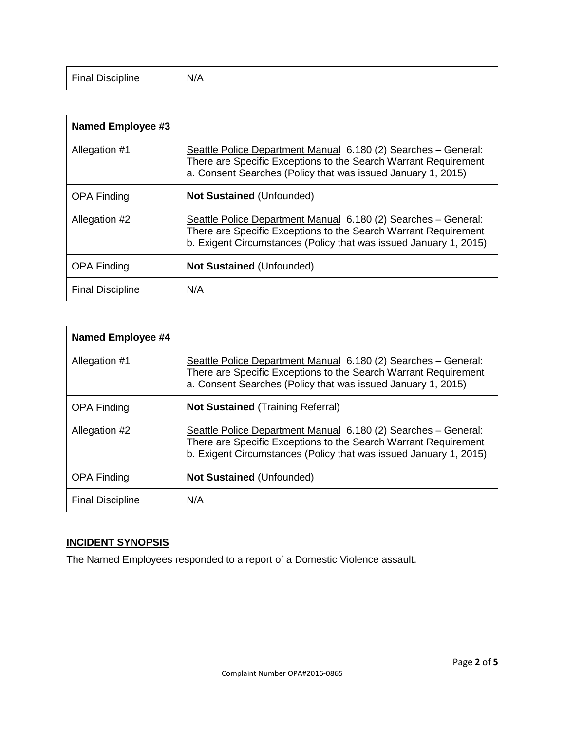| Final Discipline | N/A |
| --- | --- |

| Named Employee #3 | |
| --- | --- |
| Allegation #1 | Seattle Police Department Manual 6.180 (2) Searches – General: There are Specific Exceptions to the Search Warrant Requirement a. Consent Searches (Policy that was issued January 1, 2015) |
| OPA Finding | **Not Sustained** (Unfounded) |
| Allegation #2 | Seattle Police Department Manual 6.180 (2) Searches – General: There are Specific Exceptions to the Search Warrant Requirement b. Exigent Circumstances (Policy that was issued January 1, 2015) |
| OPA Finding | **Not Sustained** (Unfounded) |
| Final Discipline | N/A |

| Named Employee #4 | |
| --- | --- |
| Allegation #1 | Seattle Police Department Manual 6.180 (2) Searches – General: There are Specific Exceptions to the Search Warrant Requirement a. Consent Searches (Policy that was issued January 1, 2015) |
| OPA Finding | **Not Sustained** (Training Referral) |
| Allegation #2 | Seattle Police Department Manual 6.180 (2) Searches – General: There are Specific Exceptions to the Search Warrant Requirement b. Exigent Circumstances (Policy that was issued January 1, 2015) |
| OPA Finding | **Not Sustained** (Unfounded) |
| Final Discipline | N/A |

## INCIDENT SYNOPSIS

The Named Employees responded to a report of a Domestic Violence assault.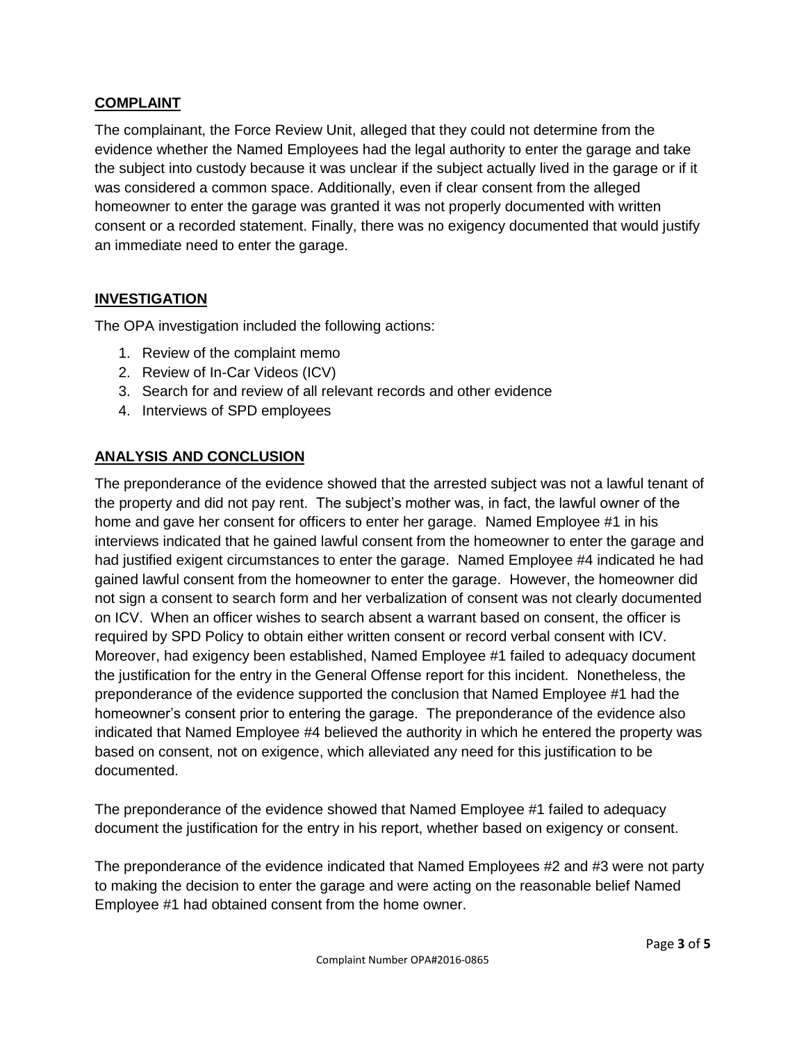## COMPLAINT

The complainant, the Force Review Unit, alleged that they could not determine from the evidence whether the Named Employees had the legal authority to enter the garage and take the subject into custody because it was unclear if the subject actually lived in the garage or if it was considered a common space. Additionally, even if clear consent from the alleged homeowner to enter the garage was granted it was not properly documented with written consent or a recorded statement. Finally, there was no exigency documented that would justify an immediate need to enter the garage.

## INVESTIGATION

The OPA investigation included the following actions:

1. Review of the complaint memo
2. Review of In-Car Videos (ICV)
3. Search for and review of all relevant records and other evidence
4. Interviews of SPD employees

## ANALYSIS AND CONCLUSION

The preponderance of the evidence showed that the arrested subject was not a lawful tenant of the property and did not pay rent. The subject's mother was, in fact, the lawful owner of the home and gave her consent for officers to enter her garage. Named Employee #1 in his interviews indicated that he gained lawful consent from the homeowner to enter the garage and had justified exigent circumstances to enter the garage. Named Employee #4 indicated he had gained lawful consent from the homeowner to enter the garage. However, the homeowner did not sign a consent to search form and her verbalization of consent was not clearly documented on ICV. When an officer wishes to search absent a warrant based on consent, the officer is required by SPD Policy to obtain either written consent or record verbal consent with ICV. Moreover, had exigency been established, Named Employee #1 failed to adequacy document the justification for the entry in the General Offense report for this incident. Nonetheless, the preponderance of the evidence supported the conclusion that Named Employee #1 had the homeowner's consent prior to entering the garage. The preponderance of the evidence also indicated that Named Employee #4 believed the authority in which he entered the property was based on consent, not on exigence, which alleviated any need for this justification to be documented.

The preponderance of the evidence showed that Named Employee #1 failed to adequacy document the justification for the entry in his report, whether based on exigency or consent.

The preponderance of the evidence indicated that Named Employees #2 and #3 were not party to making the decision to enter the garage and were acting on the reasonable belief Named Employee #1 had obtained consent from the home owner.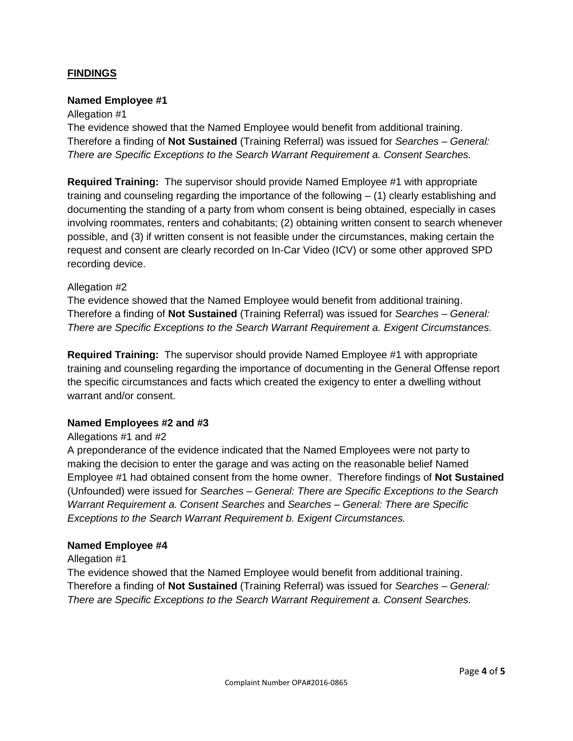## FINDINGS

### Named Employee #1

Allegation #1

The evidence showed that the Named Employee would benefit from additional training. Therefore a finding of **Not Sustained** (Training Referral) was issued for *Searches – General: There are Specific Exceptions to the Search Warrant Requirement a. Consent Searches.*

**Required Training:** The supervisor should provide Named Employee #1 with appropriate training and counseling regarding the importance of the following – (1) clearly establishing and documenting the standing of a party from whom consent is being obtained, especially in cases involving roommates, renters and cohabitants; (2) obtaining written consent to search whenever possible, and (3) if written consent is not feasible under the circumstances, making certain the request and consent are clearly recorded on In-Car Video (ICV) or some other approved SPD recording device.

Allegation #2

The evidence showed that the Named Employee would benefit from additional training. Therefore a finding of **Not Sustained** (Training Referral) was issued for *Searches – General: There are Specific Exceptions to the Search Warrant Requirement a. Exigent Circumstances.*

**Required Training:** The supervisor should provide Named Employee #1 with appropriate training and counseling regarding the importance of documenting in the General Offense report the specific circumstances and facts which created the exigency to enter a dwelling without warrant and/or consent.

### Named Employees #2 and #3

Allegations #1 and #2

A preponderance of the evidence indicated that the Named Employees were not party to making the decision to enter the garage and was acting on the reasonable belief Named Employee #1 had obtained consent from the home owner. Therefore findings of **Not Sustained** (Unfounded) were issued for *Searches – General: There are Specific Exceptions to the Search Warrant Requirement a. Consent Searches* and *Searches – General: There are Specific Exceptions to the Search Warrant Requirement b. Exigent Circumstances.*

### Named Employee #4

Allegation #1

The evidence showed that the Named Employee would benefit from additional training. Therefore a finding of **Not Sustained** (Training Referral) was issued for *Searches – General: There are Specific Exceptions to the Search Warrant Requirement a. Consent Searches.*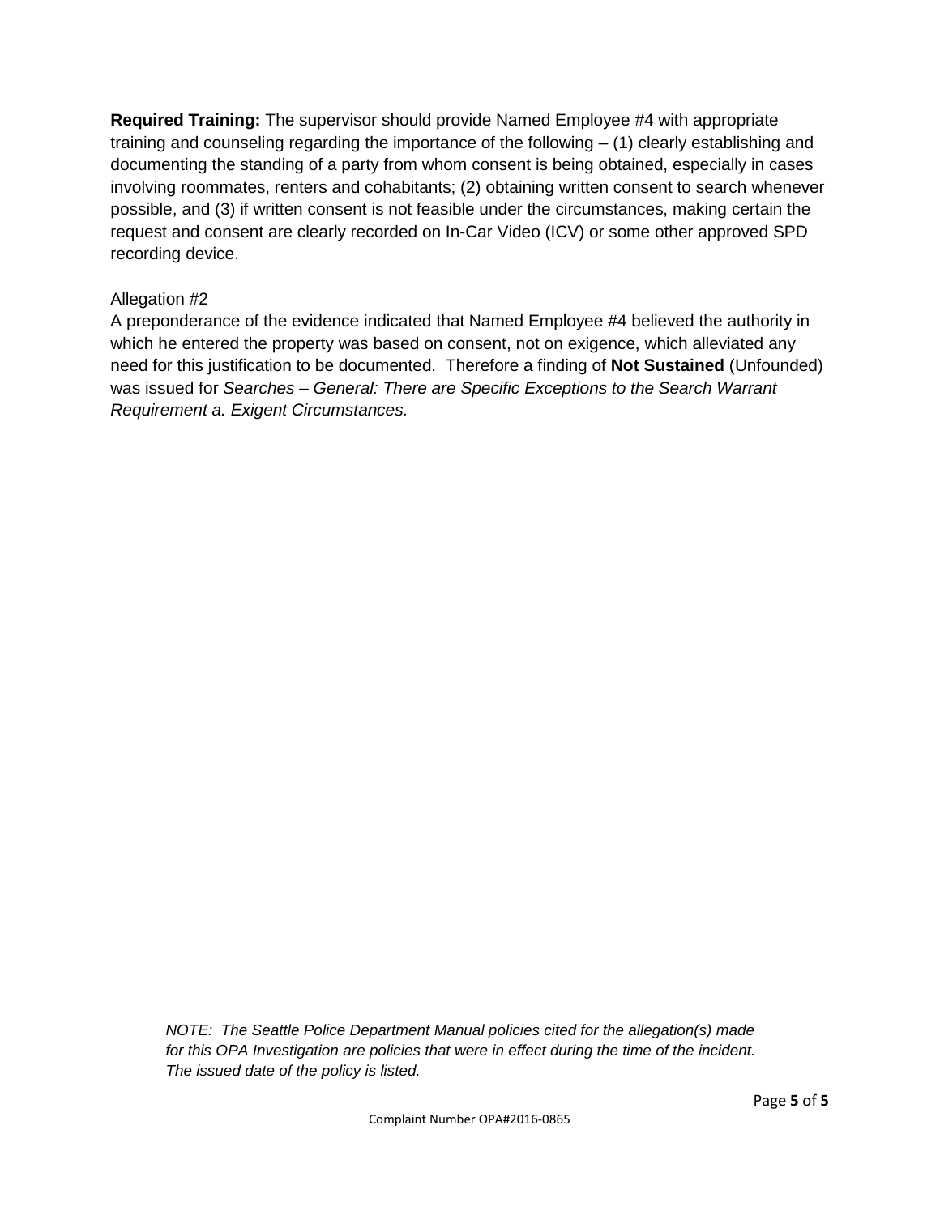**Required Training:** The supervisor should provide Named Employee #4 with appropriate training and counseling regarding the importance of the following – (1) clearly establishing and documenting the standing of a party from whom consent is being obtained, especially in cases involving roommates, renters and cohabitants; (2) obtaining written consent to search whenever possible, and (3) if written consent is not feasible under the circumstances, making certain the request and consent are clearly recorded on In-Car Video (ICV) or some other approved SPD recording device.

Allegation #2
A preponderance of the evidence indicated that Named Employee #4 believed the authority in which he entered the property was based on consent, not on exigence, which alleviated any need for this justification to be documented. Therefore a finding of **Not Sustained** (Unfounded) was issued for *Searches – General: There are Specific Exceptions to the Search Warrant Requirement a. Exigent Circumstances.*

*NOTE: The Seattle Police Department Manual policies cited for the allegation(s) made for this OPA Investigation are policies that were in effect during the time of the incident. The issued date of the policy is listed.*

Complaint Number OPA#2016-0865